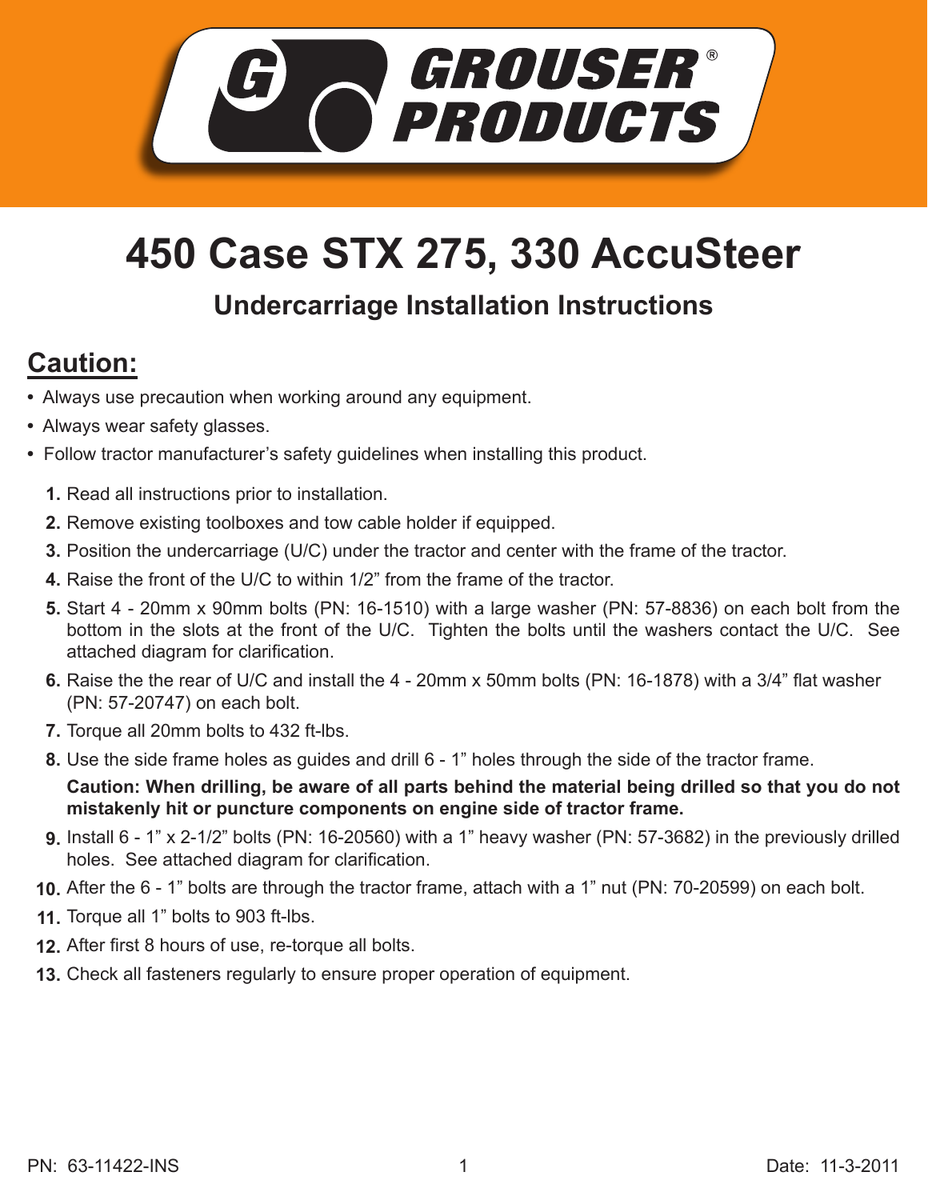GROUSER® PRODUCTS

# 450 Case STX 275, 330 AccuSteer

## Undercarriage Installation Instructions

## Caution:

- Always use precaution when working around any equipment.
- Always wear safety glasses.
- Follow tractor manufacturer's safety guidelines when installing this product.

1. Read all instructions prior to installation.
2. Remove existing toolboxes and tow cable holder if equipped.
3. Position the undercarriage (U/C) under the tractor and center with the frame of the tractor.
4. Raise the front of the U/C to within 1/2" from the frame of the tractor.
5. Start 4 - 20mm x 90mm bolts (PN: 16-1510) with a large washer (PN: 57-8836) on each bolt from the bottom in the slots at the front of the U/C. Tighten the bolts until the washers contact the U/C. See attached diagram for clarification.
6. Raise the the rear of U/C and install the 4 - 20mm x 50mm bolts (PN: 16-1878) with a 3/4" flat washer (PN: 57-20747) on each bolt.
7. Torque all 20mm bolts to 432 ft-lbs.
8. Use the side frame holes as guides and drill 6 - 1" holes through the side of the tractor frame.

   **Caution: When drilling, be aware of all parts behind the material being drilled so that you do not mistakenly hit or puncture components on engine side of tractor frame.**
9. Install 6 - 1" x 2-1/2" bolts (PN: 16-20560) with a 1" heavy washer (PN: 57-3682) in the previously drilled holes. See attached diagram for clarification.
10. After the 6 - 1" bolts are through the tractor frame, attach with a 1" nut (PN: 70-20599) on each bolt.
11. Torque all 1" bolts to 903 ft-lbs.
12. After first 8 hours of use, re-torque all bolts.
13. Check all fasteners regularly to ensure proper operation of equipment.

PN: 63-11422-INS

Date: 11-3-2011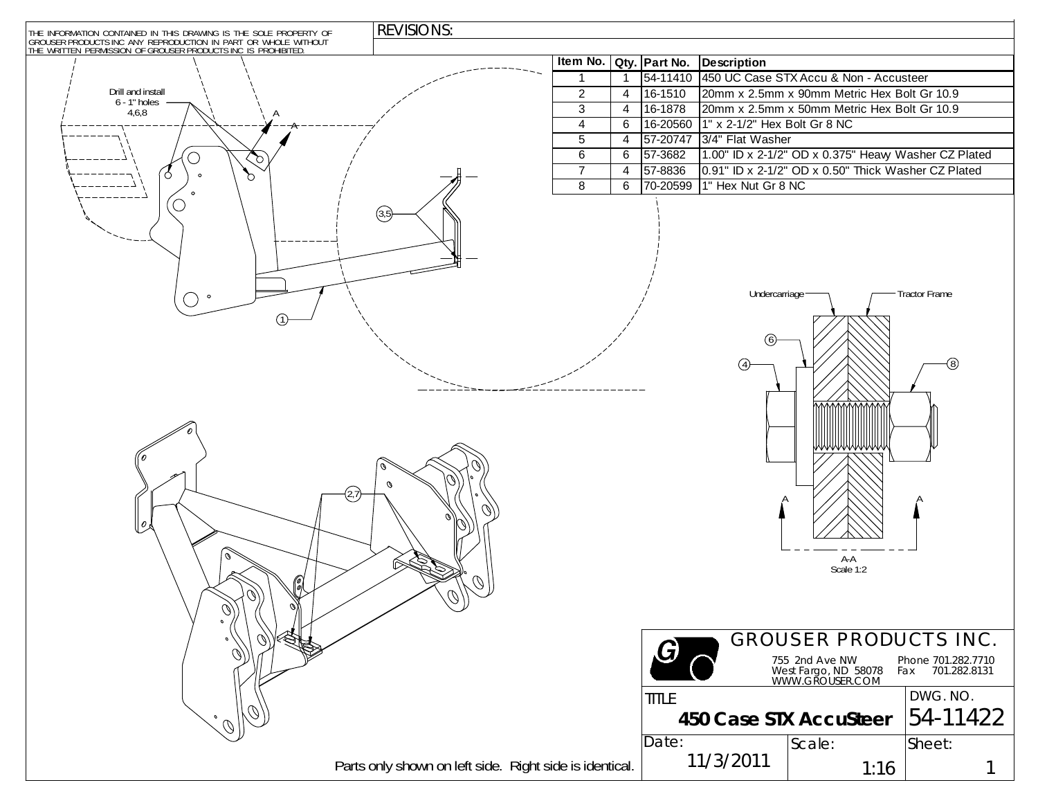THE INFORMATION CONTAINED IN THIS DRAWING IS THE SOLE PROPERTY OF GROUSER PRODUCTS INC ANY REPRODUCTION IN PART OR WHOLE WITHOUT THE WRITTEN PERMISSION OF GROUSER PRODUCTS INC IS PROHIBITED.

REVISIONS:

| Item No. | Qty. | Part No. | Description |
|---|---|---|---|
| 1 | 1 | 54-11410 | 450 UC Case STX Accu & Non - Accusteer |
| 2 | 4 | 16-1510 | 20mm x 2.5mm x 90mm Metric Hex Bolt Gr 10.9 |
| 3 | 4 | 16-1878 | 20mm x 2.5mm x 50mm Metric Hex Bolt Gr 10.9 |
| 4 | 6 | 16-20560 | 1" x 2-1/2" Hex Bolt Gr 8 NC |
| 5 | 4 | 57-20747 | 3/4" Flat Washer |
| 6 | 6 | 57-3682 | 1.00" ID x 2-1/2" OD x 0.375" Heavy Washer CZ Plated |
| 7 | 4 | 57-8836 | 0.91" ID x 2-1/2" OD x 0.50" Thick Washer CZ Plated |
| 8 | 6 | 70-20599 | 1" Hex Nut Gr 8 NC |

Drill and install 6 - 1" holes 4,6,8

A

A

3,5

1

Undercarriage

Tractor Frame

6

4

8

A

A

A-A
Scale 1:2

2,7

Parts only shown on left side. Right side is identical.

GROUSER PRODUCTS INC.

755 2nd Ave NW
West Fargo, ND 58078
WWW.GROUSER.COM

Phone 701.282.7710
Fax 701.282.8131

TITLE: **450 Case STX AccuSteer**

DWG. NO.: 54-11422

Date: 11/3/2011

Scale: 1:16

Sheet: 1